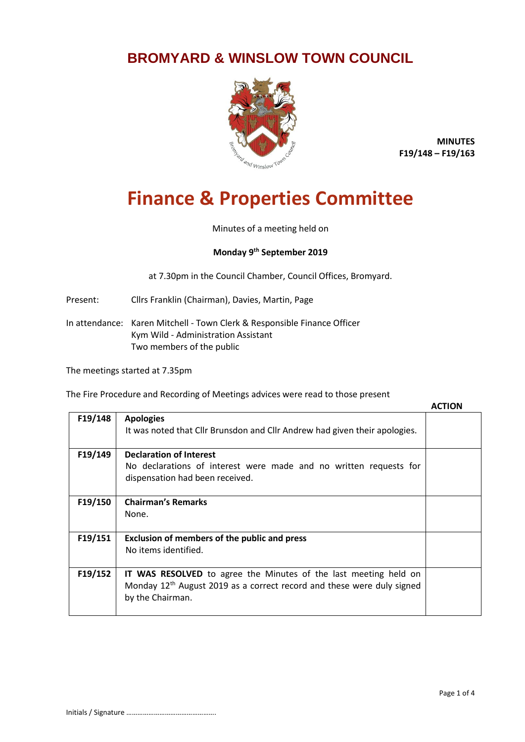# BROMYARD & WINSLOW TOWN COUNCIL

**MINUTES**
**F19/148 – F19/163**

# Finance & Properties Committee

Minutes of a meeting held on

**Monday 9th September 2019**

at 7.30pm in the Council Chamber, Council Offices, Bromyard.

Present: Cllrs Franklin (Chairman), Davies, Martin, Page

In attendance: Karen Mitchell - Town Clerk & Responsible Finance Officer
Kym Wild - Administration Assistant
Two members of the public

The meetings started at 7.35pm

The Fire Procedure and Recording of Meetings advices were read to those present

| | | ACTION |
|---|---|---|
| **F19/148** | **Apologies**<br>It was noted that Cllr Brunsdon and Cllr Andrew had given their apologies. | |
| **F19/149** | **Declaration of Interest**<br>No declarations of interest were made and no written requests for dispensation had been received. | |
| **F19/150** | **Chairman's Remarks**<br>None. | |
| **F19/151** | **Exclusion of members of the public and press**<br>No items identified. | |
| **F19/152** | **IT WAS RESOLVED** to agree the Minutes of the last meeting held on Monday 12th August 2019 as a correct record and these were duly signed by the Chairman. | |

Initials / Signature ………………………………………….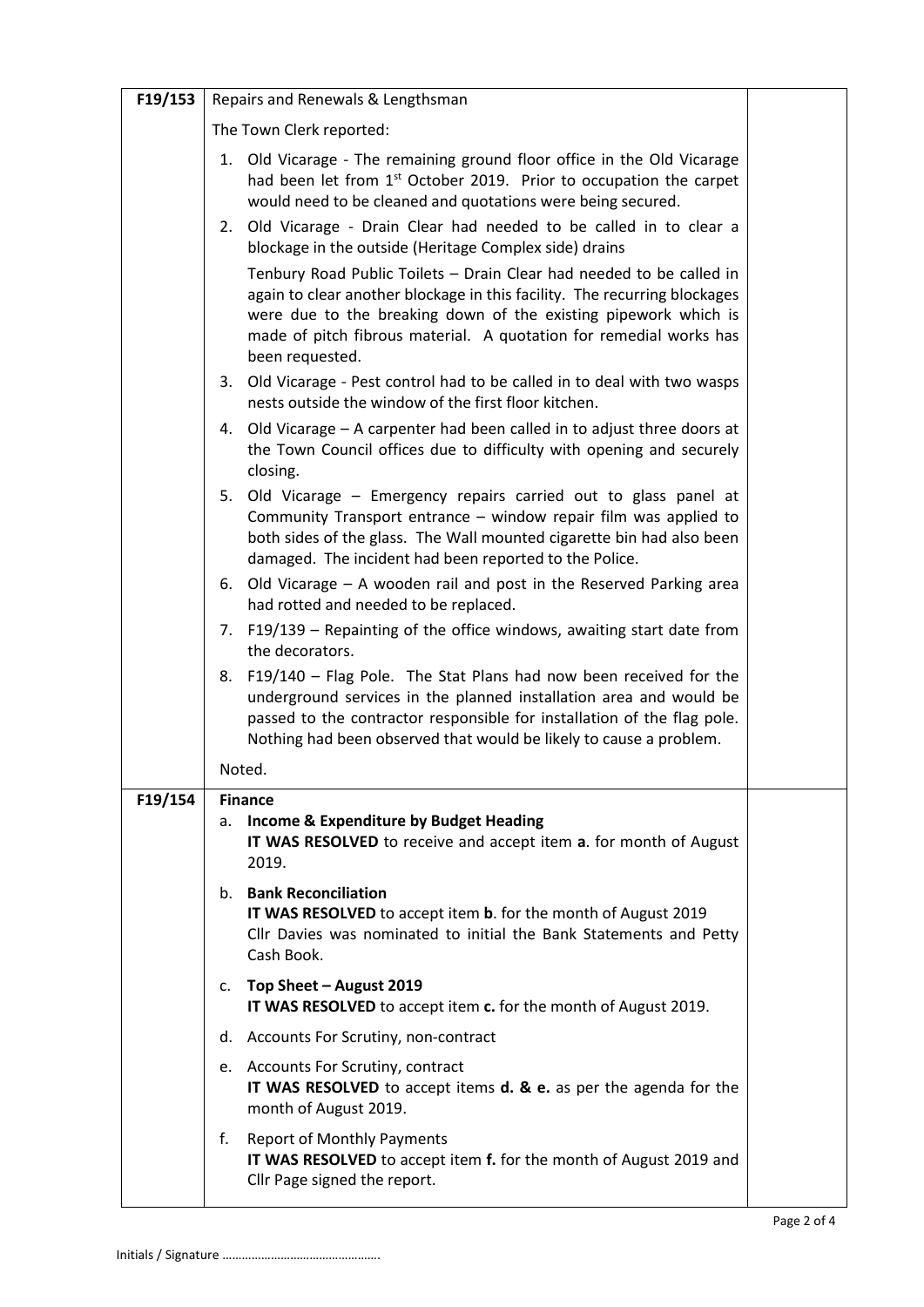| | | |
|---|---|---|
| F19/153 | Repairs and Renewals & Lengthsman<br><br>The Town Clerk reported:<br><br>1. Old Vicarage - The remaining ground floor office in the Old Vicarage had been let from 1st October 2019. Prior to occupation the carpet would need to be cleaned and quotations were being secured.<br>2. Old Vicarage - Drain Clear had needed to be called in to clear a blockage in the outside (Heritage Complex side) drains<br>Tenbury Road Public Toilets – Drain Clear had needed to be called in again to clear another blockage in this facility. The recurring blockages were due to the breaking down of the existing pipework which is made of pitch fibrous material. A quotation for remedial works has been requested.<br>3. Old Vicarage - Pest control had to be called in to deal with two wasps nests outside the window of the first floor kitchen.<br>4. Old Vicarage – A carpenter had been called in to adjust three doors at the Town Council offices due to difficulty with opening and securely closing.<br>5. Old Vicarage – Emergency repairs carried out to glass panel at Community Transport entrance – window repair film was applied to both sides of the glass. The Wall mounted cigarette bin had also been damaged. The incident had been reported to the Police.<br>6. Old Vicarage – A wooden rail and post in the Reserved Parking area had rotted and needed to be replaced.<br>7. F19/139 – Repainting of the office windows, awaiting start date from the decorators.<br>8. F19/140 – Flag Pole. The Stat Plans had now been received for the underground services in the planned installation area and would be passed to the contractor responsible for installation of the flag pole. Nothing had been observed that would be likely to cause a problem.<br><br>Noted. | |
| F19/154 | **Finance**<br>a. **Income & Expenditure by Budget Heading**<br>**IT WAS RESOLVED** to receive and accept item **a**. for month of August 2019.<br><br>b. **Bank Reconciliation**<br>**IT WAS RESOLVED** to accept item **b**. for the month of August 2019<br>Cllr Davies was nominated to initial the Bank Statements and Petty Cash Book.<br><br>c. **Top Sheet – August 2019**<br>**IT WAS RESOLVED** to accept item **c.** for the month of August 2019.<br><br>d. Accounts For Scrutiny, non-contract<br><br>e. Accounts For Scrutiny, contract<br>**IT WAS RESOLVED** to accept items **d. & e.** as per the agenda for the month of August 2019.<br><br>f. Report of Monthly Payments<br>**IT WAS RESOLVED** to accept item **f.** for the month of August 2019 and Cllr Page signed the report. | |

Initials / Signature ………………………………………….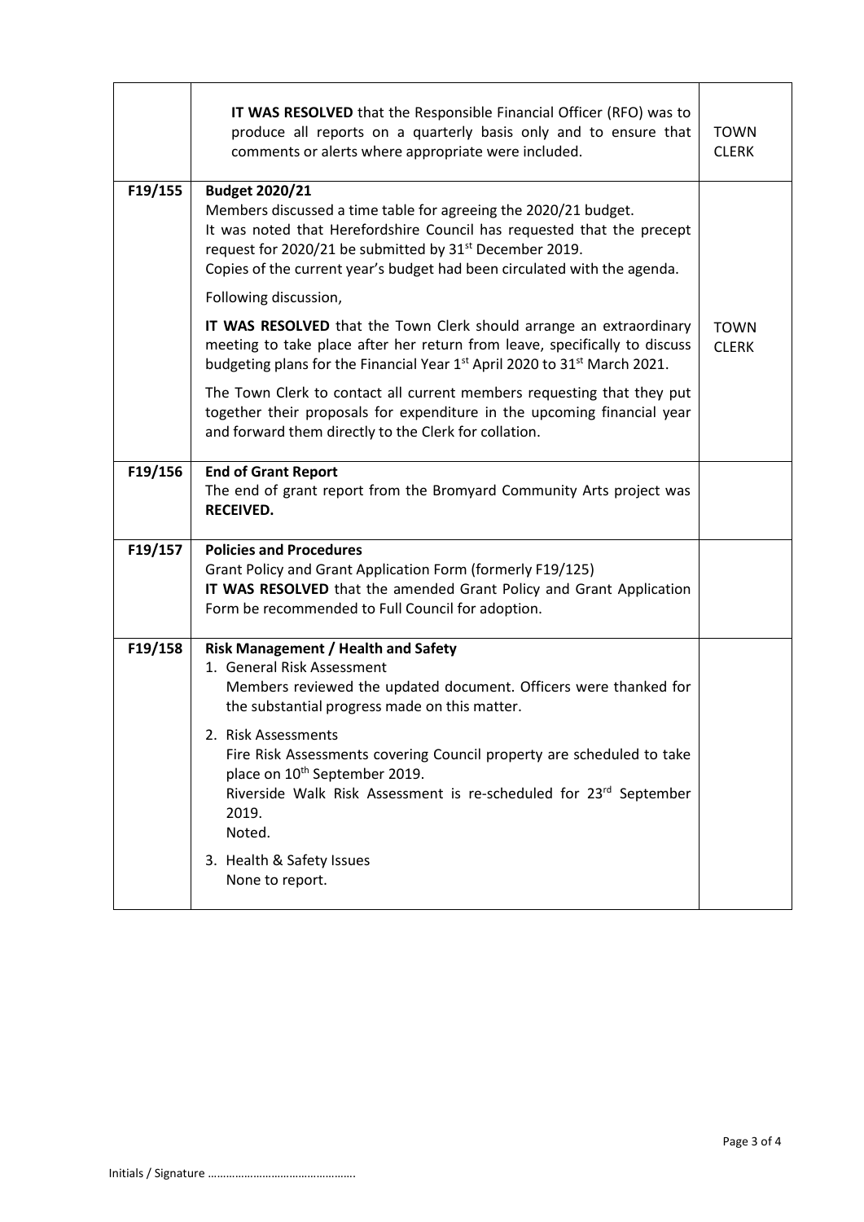| | | |
|---|---|---|
| | **IT WAS RESOLVED** that the Responsible Financial Officer (RFO) was to produce all reports on a quarterly basis only and to ensure that comments or alerts where appropriate were included. | TOWN CLERK |
| **F19/155** | **Budget 2020/21**<br>Members discussed a time table for agreeing the 2020/21 budget.<br>It was noted that Herefordshire Council has requested that the precept request for 2020/21 be submitted by 31st December 2019.<br>Copies of the current year's budget had been circulated with the agenda.<br><br>Following discussion,<br><br>**IT WAS RESOLVED** that the Town Clerk should arrange an extraordinary meeting to take place after her return from leave, specifically to discuss budgeting plans for the Financial Year 1st April 2020 to 31st March 2021.<br><br>The Town Clerk to contact all current members requesting that they put together their proposals for expenditure in the upcoming financial year and forward them directly to the Clerk for collation. | TOWN CLERK |
| **F19/156** | **End of Grant Report**<br>The end of grant report from the Bromyard Community Arts project was **RECEIVED.** | |
| **F19/157** | **Policies and Procedures**<br>Grant Policy and Grant Application Form (formerly F19/125)<br>**IT WAS RESOLVED** that the amended Grant Policy and Grant Application Form be recommended to Full Council for adoption. | |
| **F19/158** | **Risk Management / Health and Safety**<br>1. General Risk Assessment<br>Members reviewed the updated document. Officers were thanked for the substantial progress made on this matter.<br><br>2. Risk Assessments<br>Fire Risk Assessments covering Council property are scheduled to take place on 10th September 2019.<br>Riverside Walk Risk Assessment is re-scheduled for 23rd September 2019.<br>Noted.<br><br>3. Health & Safety Issues<br>None to report. | |

Initials / Signature ……………………………………….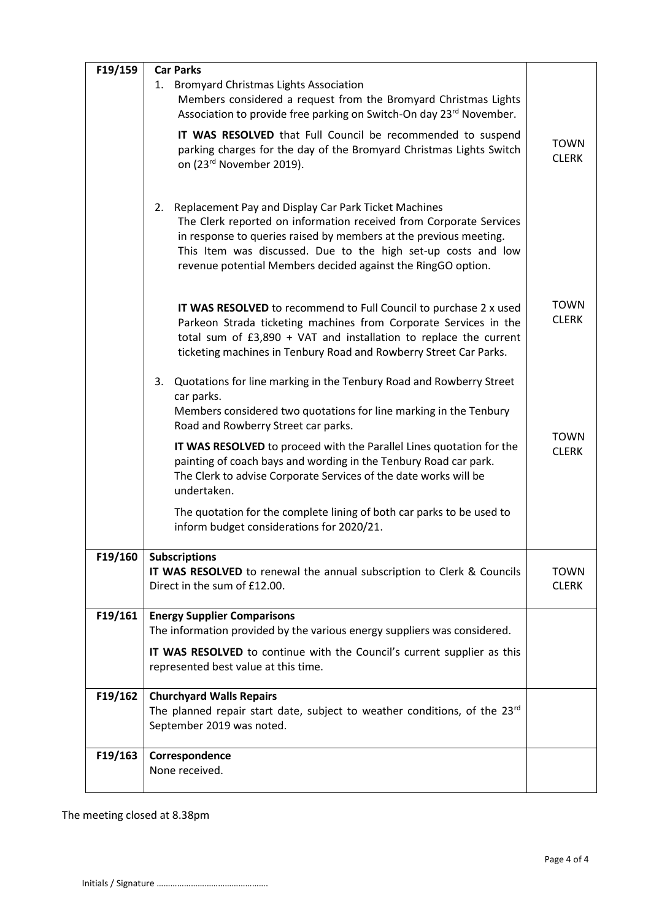| | | |
|---|---|---|
| F19/159 | **Car Parks**<br>1. Bromyard Christmas Lights Association<br>Members considered a request from the Bromyard Christmas Lights Association to provide free parking on Switch-On day 23rd November.<br>**IT WAS RESOLVED** that Full Council be recommended to suspend parking charges for the day of the Bromyard Christmas Lights Switch on (23rd November 2019). | TOWN CLERK |
| | 2. Replacement Pay and Display Car Park Ticket Machines<br>The Clerk reported on information received from Corporate Services in response to queries raised by members at the previous meeting. This Item was discussed. Due to the high set-up costs and low revenue potential Members decided against the RingGO option.<br>**IT WAS RESOLVED** to recommend to Full Council to purchase 2 x used Parkeon Strada ticketing machines from Corporate Services in the total sum of £3,890 + VAT and installation to replace the current ticketing machines in Tenbury Road and Rowberry Street Car Parks. | TOWN CLERK |
| | 3. Quotations for line marking in the Tenbury Road and Rowberry Street car parks.<br>Members considered two quotations for line marking in the Tenbury Road and Rowberry Street car parks.<br>**IT WAS RESOLVED** to proceed with the Parallel Lines quotation for the painting of coach bays and wording in the Tenbury Road car park. The Clerk to advise Corporate Services of the date works will be undertaken.<br>The quotation for the complete lining of both car parks to be used to inform budget considerations for 2020/21. | TOWN CLERK |
| F19/160 | **Subscriptions**<br>**IT WAS RESOLVED** to renewal the annual subscription to Clerk & Councils Direct in the sum of £12.00. | TOWN CLERK |
| F19/161 | **Energy Supplier Comparisons**<br>The information provided by the various energy suppliers was considered.<br>**IT WAS RESOLVED** to continue with the Council's current supplier as this represented best value at this time. | |
| F19/162 | **Churchyard Walls Repairs**<br>The planned repair start date, subject to weather conditions, of the 23rd September 2019 was noted. | |
| F19/163 | **Correspondence**<br>None received. | |

The meeting closed at 8.38pm

Initials / Signature ………………………………………….